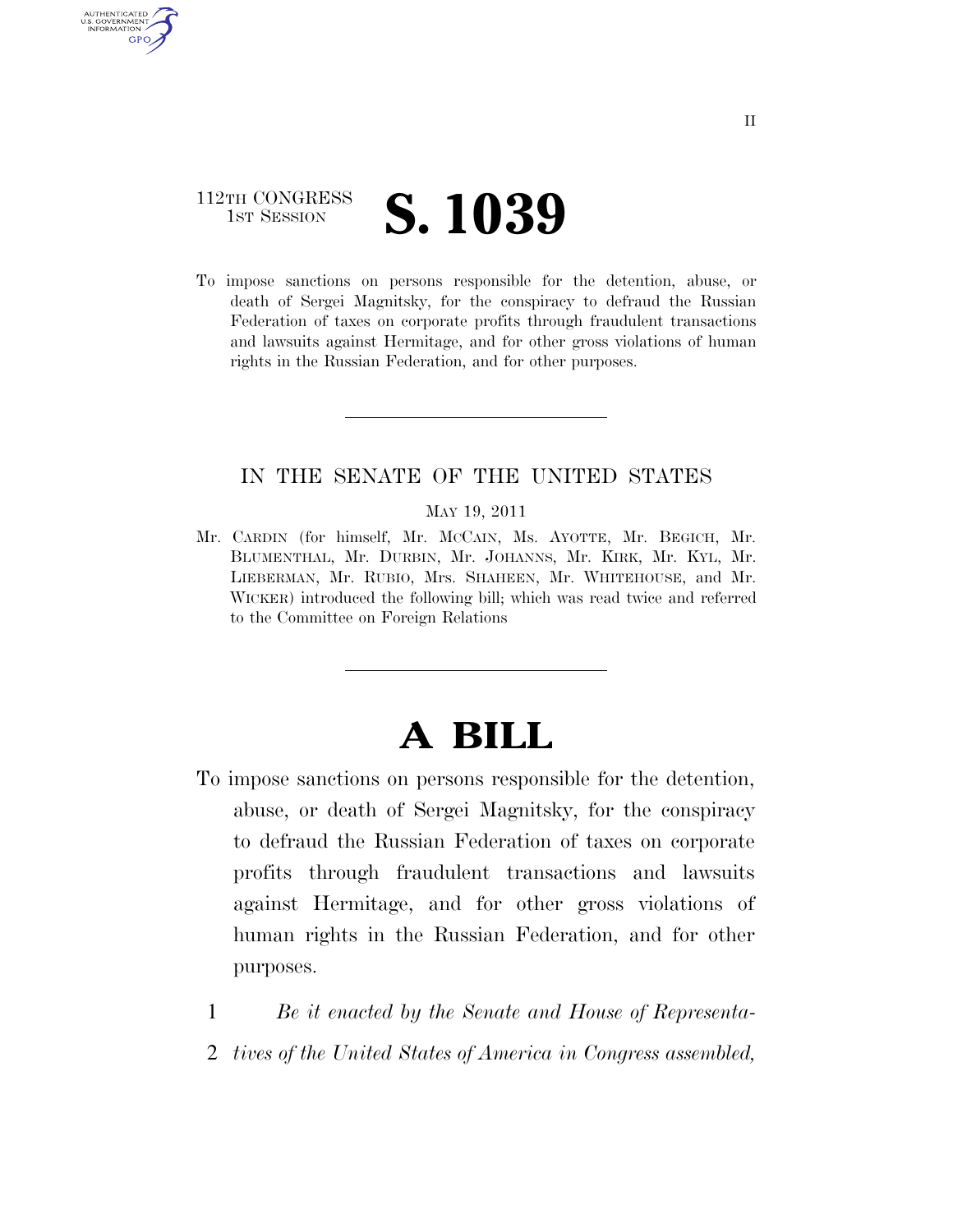112TH CONGRESS
1ST SESSION

# S. 1039

To impose sanctions on persons responsible for the detention, abuse, or death of Sergei Magnitsky, for the conspiracy to defraud the Russian Federation of taxes on corporate profits through fraudulent transactions and lawsuits against Hermitage, and for other gross violations of human rights in the Russian Federation, and for other purposes.

---

IN THE SENATE OF THE UNITED STATES

MAY 19, 2011

Mr. CARDIN (for himself, Mr. MCCAIN, Ms. AYOTTE, Mr. BEGICH, Mr. BLUMENTHAL, Mr. DURBIN, Mr. JOHANNS, Mr. KIRK, Mr. KYL, Mr. LIEBERMAN, Mr. RUBIO, Mrs. SHAHEEN, Mr. WHITEHOUSE, and Mr. WICKER) introduced the following bill; which was read twice and referred to the Committee on Foreign Relations

---

# A BILL

To impose sanctions on persons responsible for the detention, abuse, or death of Sergei Magnitsky, for the conspiracy to defraud the Russian Federation of taxes on corporate profits through fraudulent transactions and lawsuits against Hermitage, and for other gross violations of human rights in the Russian Federation, and for other purposes.

1 *Be it enacted by the Senate and House of Representa-*
2 *tives of the United States of America in Congress assembled,*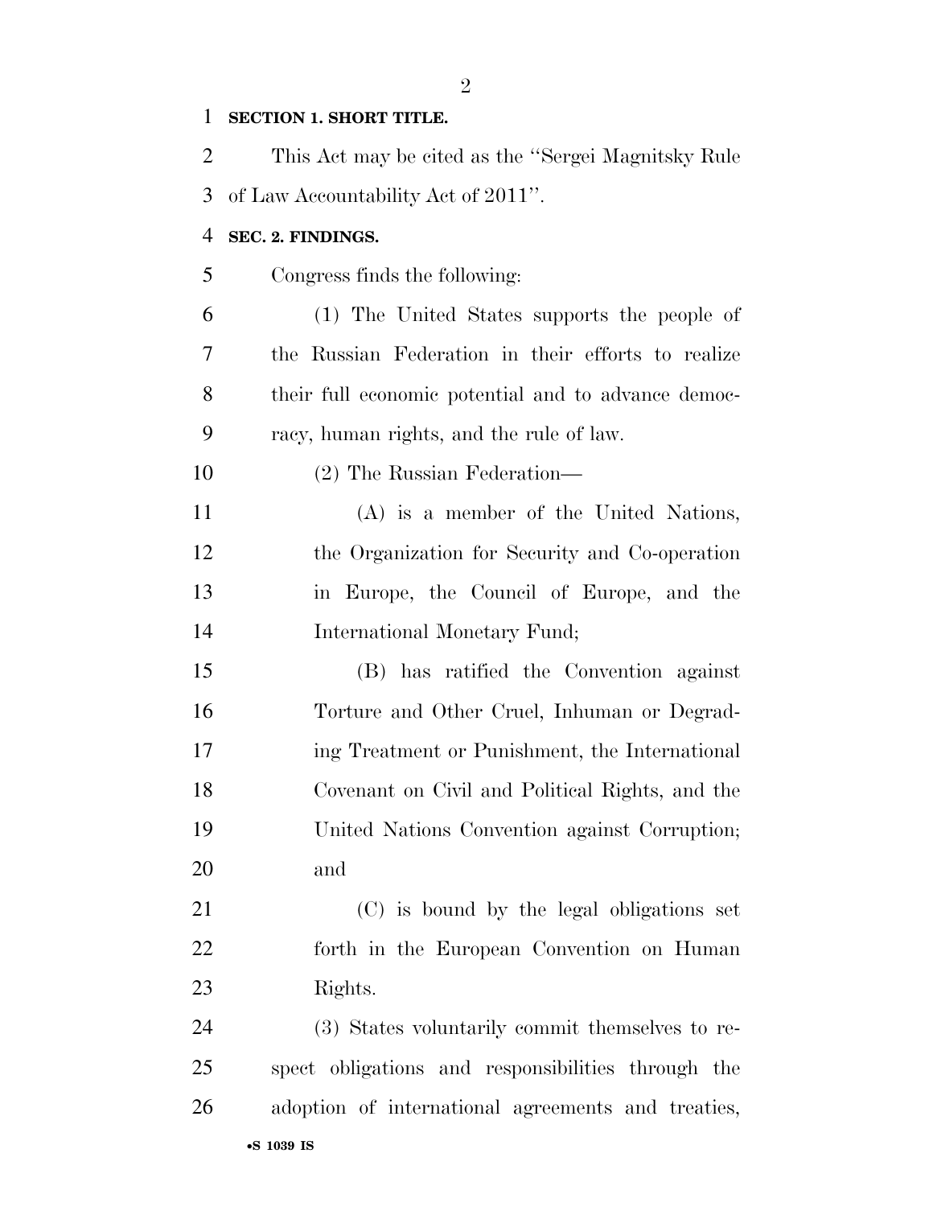**SECTION 1. SHORT TITLE.**

This Act may be cited as the ''Sergei Magnitsky Rule of Law Accountability Act of 2011''.

**SEC. 2. FINDINGS.**

Congress finds the following:

(1) The United States supports the people of the Russian Federation in their efforts to realize their full economic potential and to advance democracy, human rights, and the rule of law.

(2) The Russian Federation—

(A) is a member of the United Nations, the Organization for Security and Co-operation in Europe, the Council of Europe, and the International Monetary Fund;

(B) has ratified the Convention against Torture and Other Cruel, Inhuman or Degrading Treatment or Punishment, the International Covenant on Civil and Political Rights, and the United Nations Convention against Corruption; and

(C) is bound by the legal obligations set forth in the European Convention on Human Rights.

(3) States voluntarily commit themselves to respect obligations and responsibilities through the adoption of international agreements and treaties,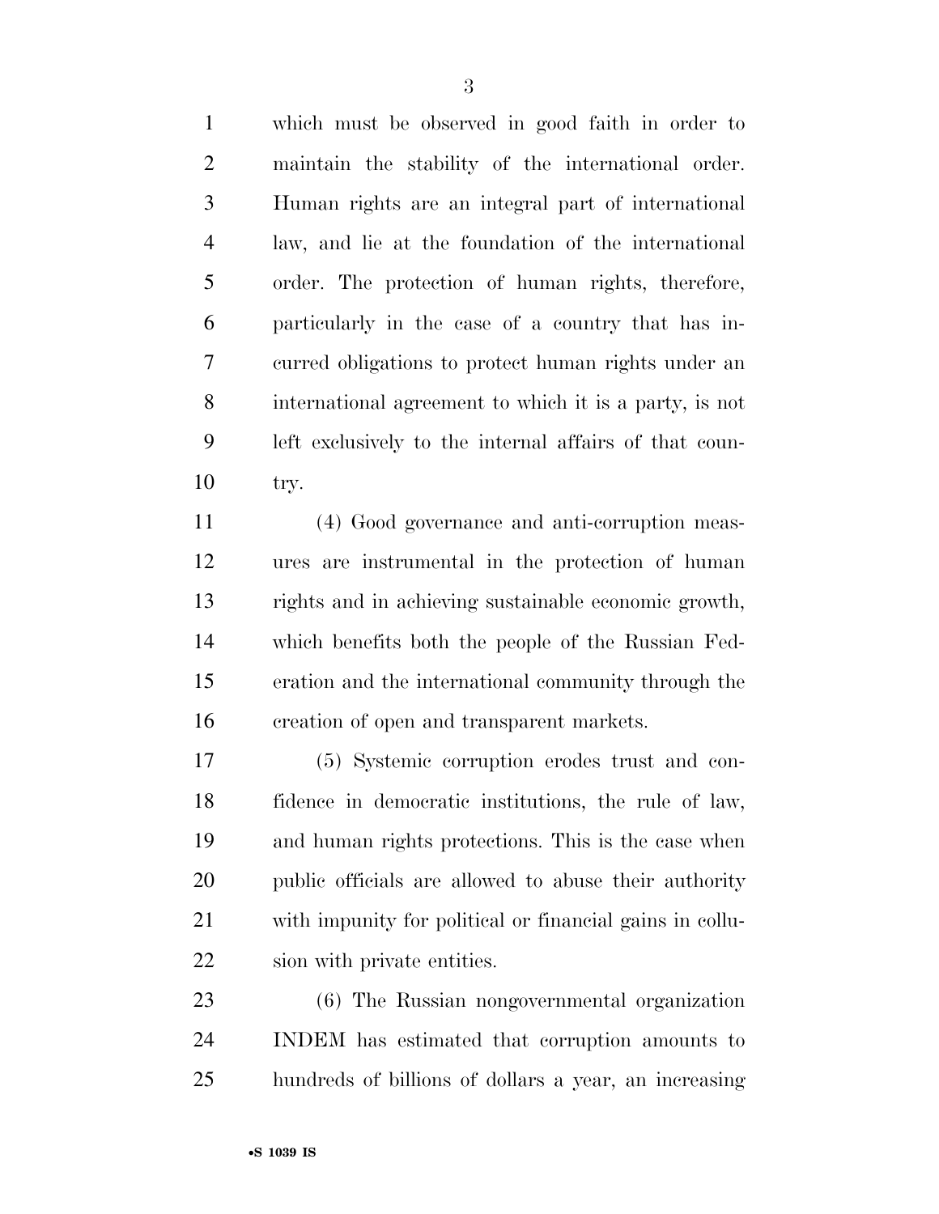which must be observed in good faith in order to maintain the stability of the international order. Human rights are an integral part of international law, and lie at the foundation of the international order. The protection of human rights, therefore, particularly in the case of a country that has incurred obligations to protect human rights under an international agreement to which it is a party, is not left exclusively to the internal affairs of that country.

(4) Good governance and anti-corruption measures are instrumental in the protection of human rights and in achieving sustainable economic growth, which benefits both the people of the Russian Federation and the international community through the creation of open and transparent markets.

(5) Systemic corruption erodes trust and confidence in democratic institutions, the rule of law, and human rights protections. This is the case when public officials are allowed to abuse their authority with impunity for political or financial gains in collusion with private entities.

(6) The Russian nongovernmental organization INDEM has estimated that corruption amounts to hundreds of billions of dollars a year, an increasing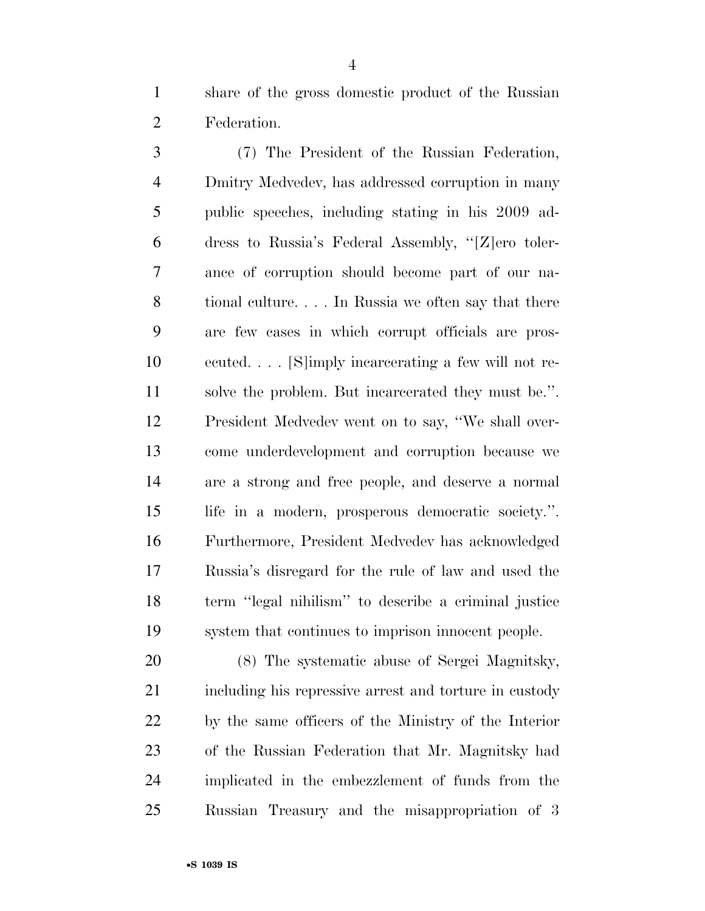share of the gross domestic product of the Russian Federation.

(7) The President of the Russian Federation, Dmitry Medvedev, has addressed corruption in many public speeches, including stating in his 2009 address to Russia's Federal Assembly, ''[Z]ero tolerance of corruption should become part of our national culture. . . . In Russia we often say that there are few cases in which corrupt officials are prosecuted. . . . [S]imply incarcerating a few will not resolve the problem. But incarcerated they must be.''. President Medvedev went on to say, ''We shall overcome underdevelopment and corruption because we are a strong and free people, and deserve a normal life in a modern, prosperous democratic society.''. Furthermore, President Medvedev has acknowledged Russia's disregard for the rule of law and used the term ''legal nihilism'' to describe a criminal justice system that continues to imprison innocent people.

(8) The systematic abuse of Sergei Magnitsky, including his repressive arrest and torture in custody by the same officers of the Ministry of the Interior of the Russian Federation that Mr. Magnitsky had implicated in the embezzlement of funds from the Russian Treasury and the misappropriation of 3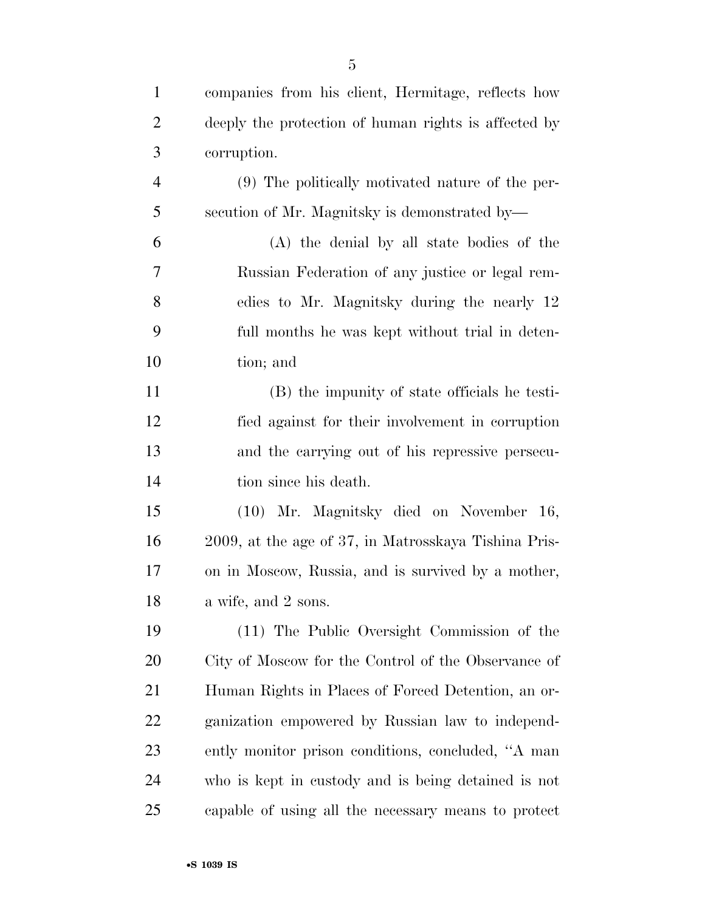companies from his client, Hermitage, reflects how deeply the protection of human rights is affected by corruption.

(9) The politically motivated nature of the persecution of Mr. Magnitsky is demonstrated by—

(A) the denial by all state bodies of the Russian Federation of any justice or legal remedies to Mr. Magnitsky during the nearly 12 full months he was kept without trial in detention; and

(B) the impunity of state officials he testified against for their involvement in corruption and the carrying out of his repressive persecution since his death.

(10) Mr. Magnitsky died on November 16, 2009, at the age of 37, in Matrosskaya Tishina Prison in Moscow, Russia, and is survived by a mother, a wife, and 2 sons.

(11) The Public Oversight Commission of the City of Moscow for the Control of the Observance of Human Rights in Places of Forced Detention, an organization empowered by Russian law to independently monitor prison conditions, concluded, ''A man who is kept in custody and is being detained is not capable of using all the necessary means to protect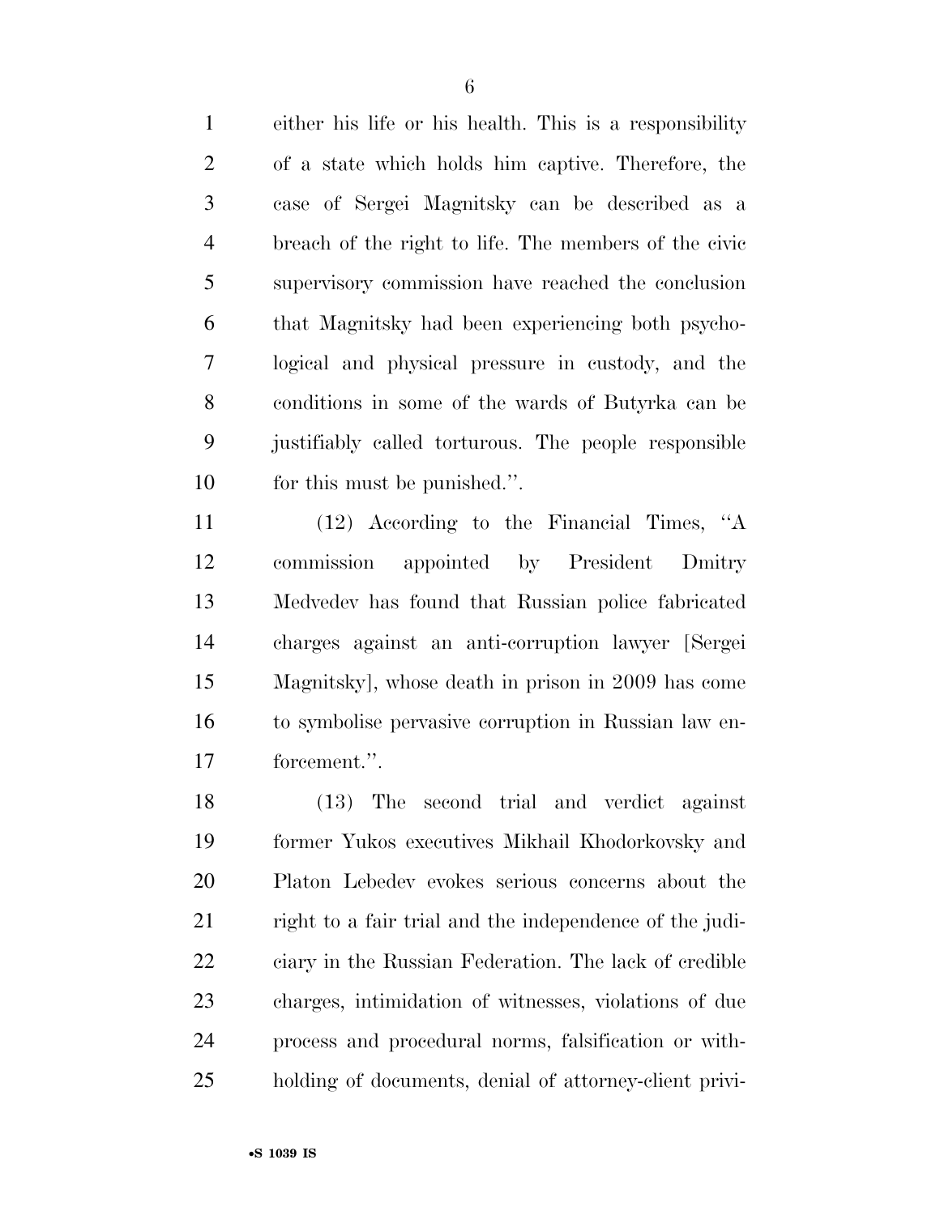either his life or his health. This is a responsibility of a state which holds him captive. Therefore, the case of Sergei Magnitsky can be described as a breach of the right to life. The members of the civic supervisory commission have reached the conclusion that Magnitsky had been experiencing both psychological and physical pressure in custody, and the conditions in some of the wards of Butyrka can be justifiably called torturous. The people responsible for this must be punished.''.

(12) According to the Financial Times, ''A commission appointed by President Dmitry Medvedev has found that Russian police fabricated charges against an anti-corruption lawyer [Sergei Magnitsky], whose death in prison in 2009 has come to symbolise pervasive corruption in Russian law enforcement.''.

(13) The second trial and verdict against former Yukos executives Mikhail Khodorkovsky and Platon Lebedev evokes serious concerns about the right to a fair trial and the independence of the judiciary in the Russian Federation. The lack of credible charges, intimidation of witnesses, violations of due process and procedural norms, falsification or withholding of documents, denial of attorney-client privi-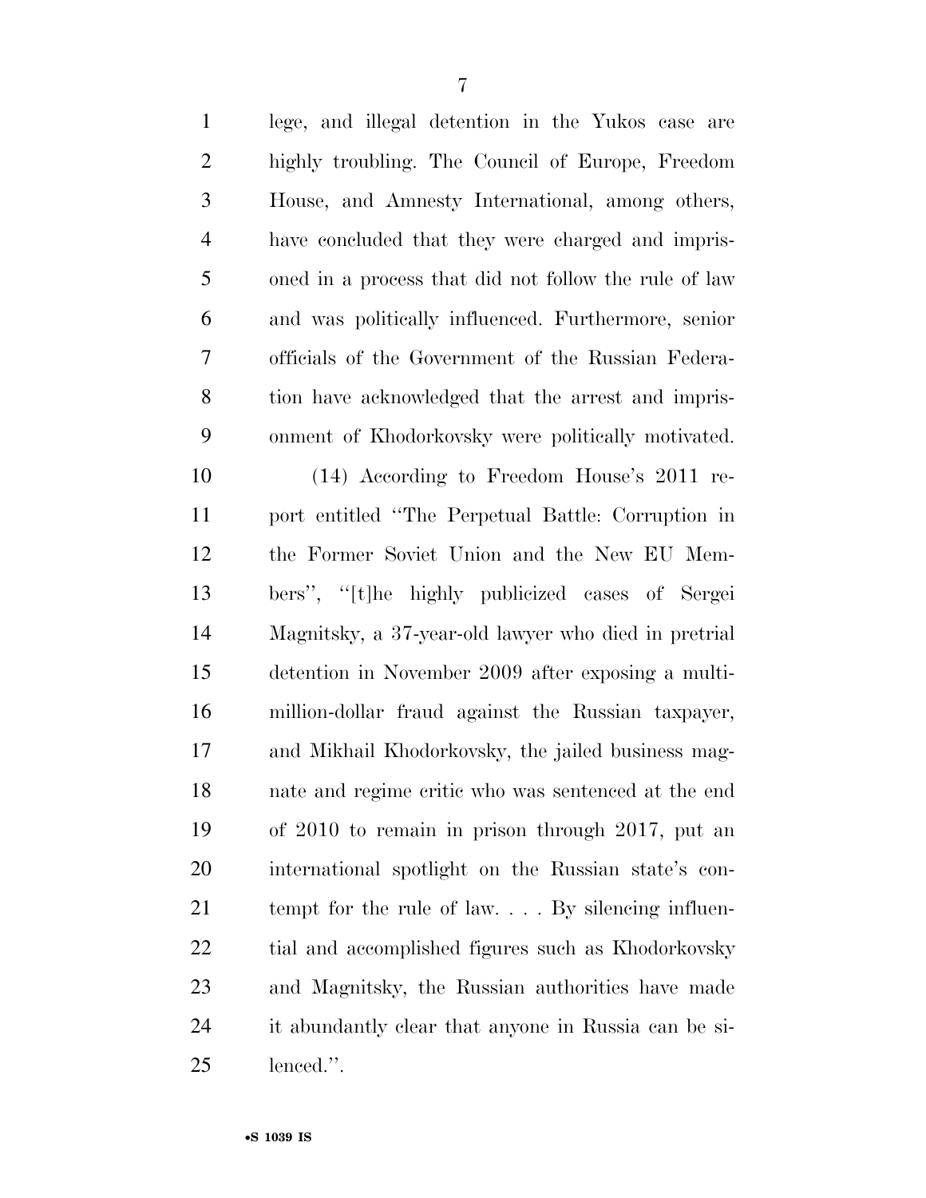lege, and illegal detention in the Yukos case are highly troubling. The Council of Europe, Freedom House, and Amnesty International, among others, have concluded that they were charged and imprisoned in a process that did not follow the rule of law and was politically influenced. Furthermore, senior officials of the Government of the Russian Federation have acknowledged that the arrest and imprisonment of Khodorkovsky were politically motivated.

(14) According to Freedom House's 2011 report entitled ''The Perpetual Battle: Corruption in the Former Soviet Union and the New EU Members'', ''[t]he highly publicized cases of Sergei Magnitsky, a 37-year-old lawyer who died in pretrial detention in November 2009 after exposing a multi-million-dollar fraud against the Russian taxpayer, and Mikhail Khodorkovsky, the jailed business magnate and regime critic who was sentenced at the end of 2010 to remain in prison through 2017, put an international spotlight on the Russian state's contempt for the rule of law. . . . By silencing influential and accomplished figures such as Khodorkovsky and Magnitsky, the Russian authorities have made it abundantly clear that anyone in Russia can be silenced.''.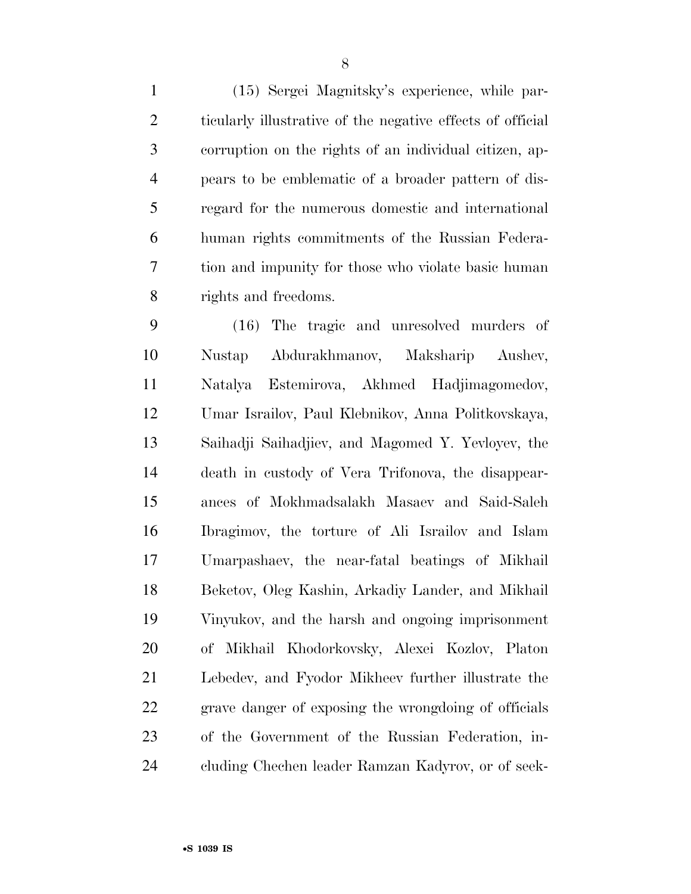(15) Sergei Magnitsky's experience, while particularly illustrative of the negative effects of official corruption on the rights of an individual citizen, appears to be emblematic of a broader pattern of disregard for the numerous domestic and international human rights commitments of the Russian Federation and impunity for those who violate basic human rights and freedoms.

(16) The tragic and unresolved murders of Nustap Abdurakhmanov, Maksharip Aushev, Natalya Estemirova, Akhmed Hadjimagomedov, Umar Israilov, Paul Klebnikov, Anna Politkovskaya, Saihadji Saihadjiev, and Magomed Y. Yevloyev, the death in custody of Vera Trifonova, the disappearances of Mokhmadsalakh Masaev and Said-Saleh Ibragimov, the torture of Ali Israilov and Islam Umarpashaev, the near-fatal beatings of Mikhail Beketov, Oleg Kashin, Arkadiy Lander, and Mikhail Vinyukov, and the harsh and ongoing imprisonment of Mikhail Khodorkovsky, Alexei Kozlov, Platon Lebedev, and Fyodor Mikheev further illustrate the grave danger of exposing the wrongdoing of officials of the Government of the Russian Federation, including Chechen leader Ramzan Kadyrov, or of seek-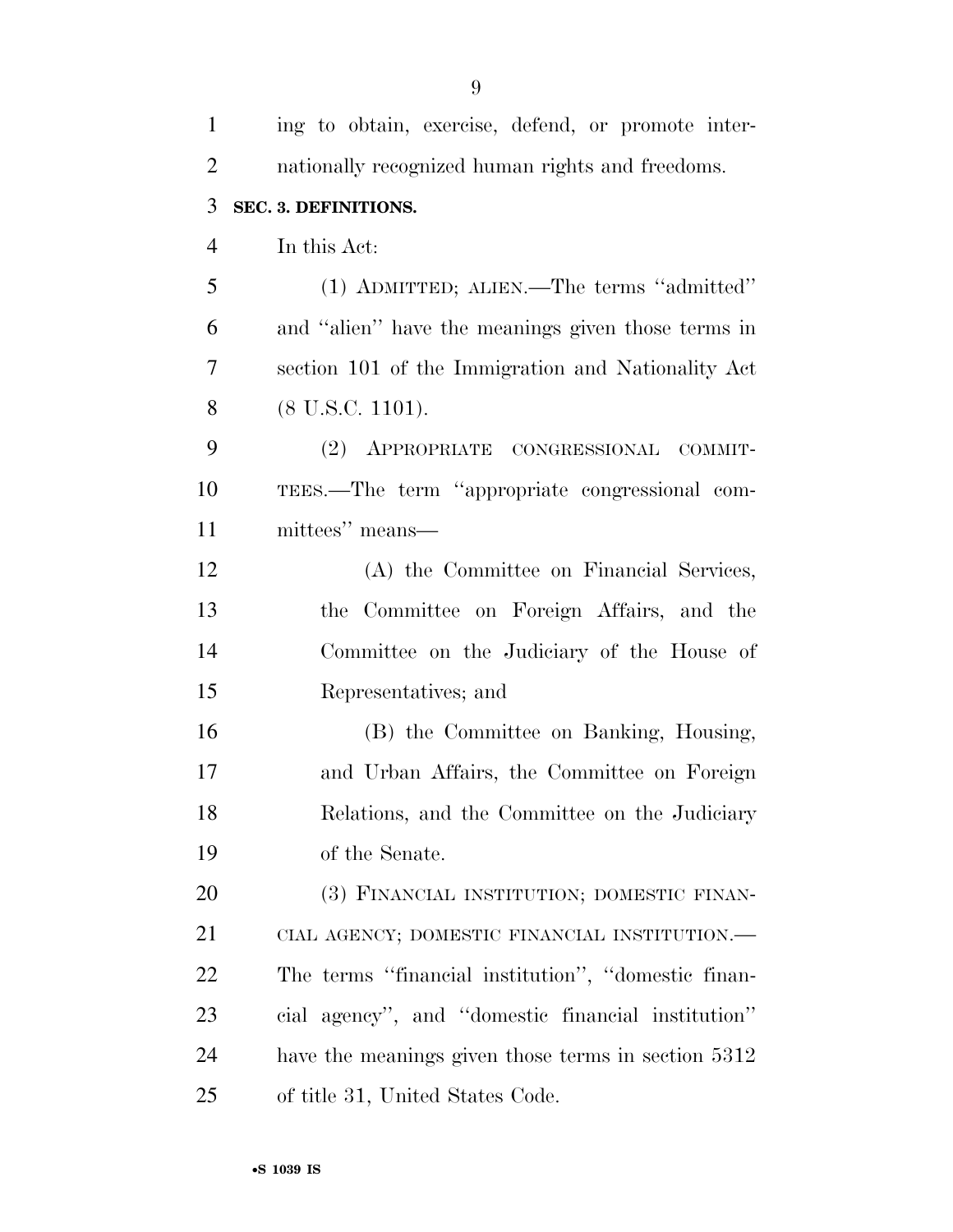ing to obtain, exercise, defend, or promote internationally recognized human rights and freedoms.

**SEC. 3. DEFINITIONS.**

In this Act:

(1) ADMITTED; ALIEN.—The terms ''admitted'' and ''alien'' have the meanings given those terms in section 101 of the Immigration and Nationality Act (8 U.S.C. 1101).

(2) APPROPRIATE CONGRESSIONAL COMMITTEES.—The term ''appropriate congressional committees'' means—

(A) the Committee on Financial Services, the Committee on Foreign Affairs, and the Committee on the Judiciary of the House of Representatives; and

(B) the Committee on Banking, Housing, and Urban Affairs, the Committee on Foreign Relations, and the Committee on the Judiciary of the Senate.

(3) FINANCIAL INSTITUTION; DOMESTIC FINANCIAL AGENCY; DOMESTIC FINANCIAL INSTITUTION.—The terms ''financial institution'', ''domestic financial agency'', and ''domestic financial institution'' have the meanings given those terms in section 5312 of title 31, United States Code.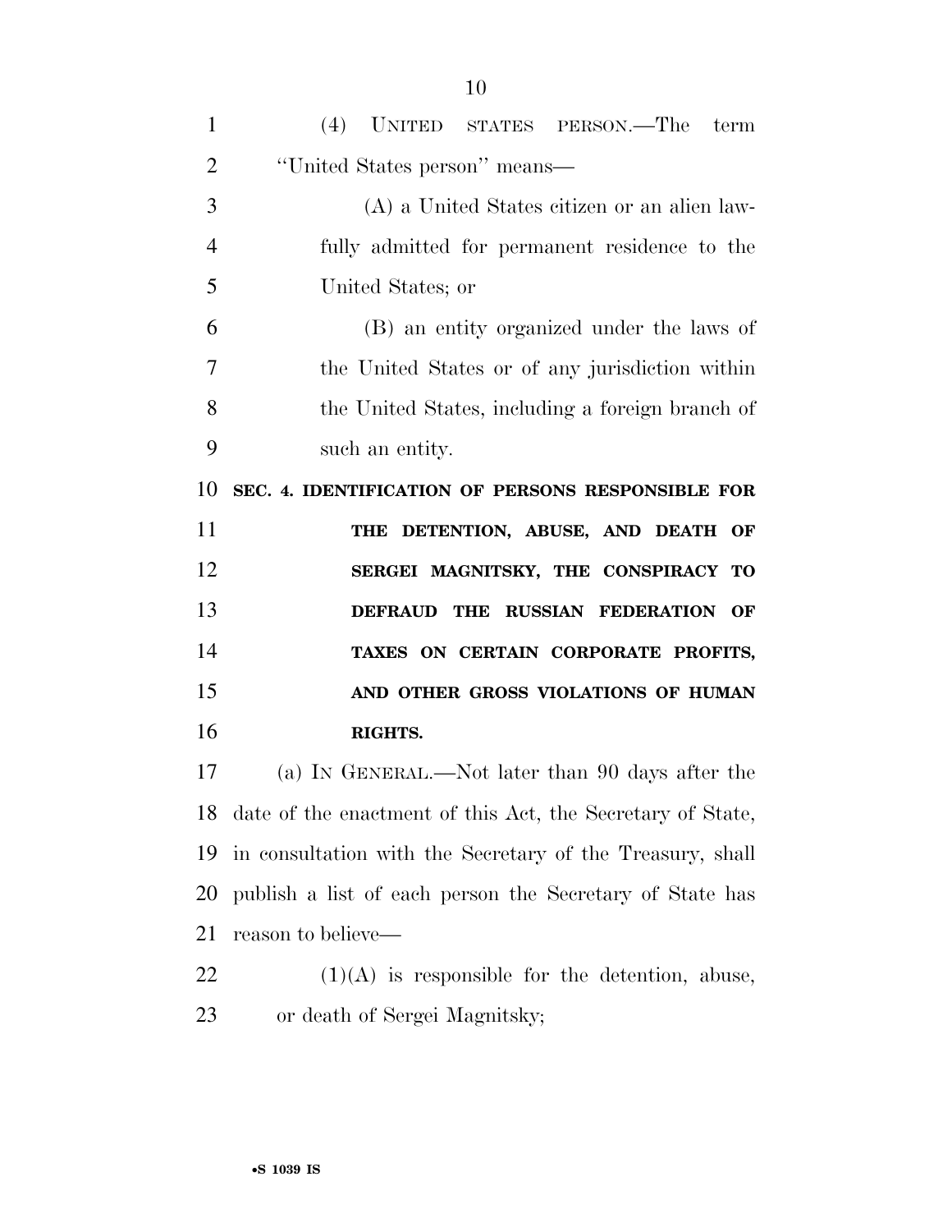(4) UNITED STATES PERSON.—The term "United States person" means—

(A) a United States citizen or an alien lawfully admitted for permanent residence to the United States; or

(B) an entity organized under the laws of the United States or of any jurisdiction within the United States, including a foreign branch of such an entity.

**SEC. 4. IDENTIFICATION OF PERSONS RESPONSIBLE FOR THE DETENTION, ABUSE, AND DEATH OF SERGEI MAGNITSKY, THE CONSPIRACY TO DEFRAUD THE RUSSIAN FEDERATION OF TAXES ON CERTAIN CORPORATE PROFITS, AND OTHER GROSS VIOLATIONS OF HUMAN RIGHTS.**

(a) IN GENERAL.—Not later than 90 days after the date of the enactment of this Act, the Secretary of State, in consultation with the Secretary of the Treasury, shall publish a list of each person the Secretary of State has reason to believe—

(1)(A) is responsible for the detention, abuse, or death of Sergei Magnitsky;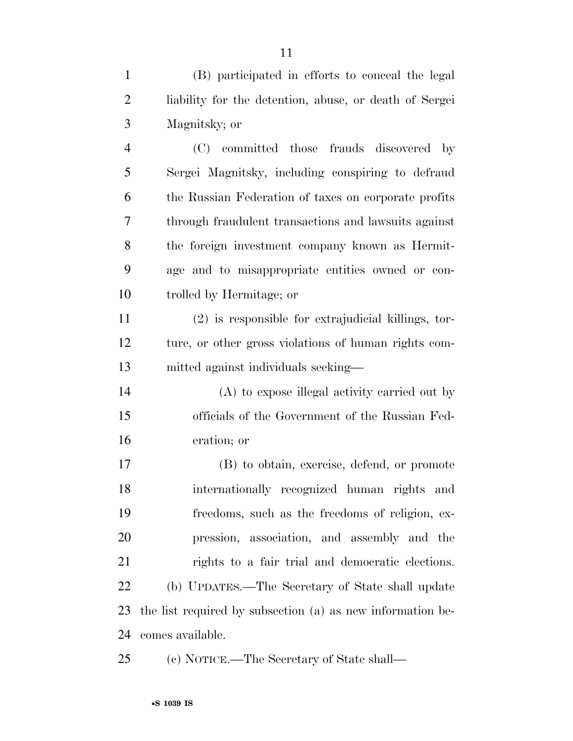(B) participated in efforts to conceal the legal liability for the detention, abuse, or death of Sergei Magnitsky; or

(C) committed those frauds discovered by Sergei Magnitsky, including conspiring to defraud the Russian Federation of taxes on corporate profits through fraudulent transactions and lawsuits against the foreign investment company known as Hermitage and to misappropriate entities owned or controlled by Hermitage; or

(2) is responsible for extrajudicial killings, torture, or other gross violations of human rights committed against individuals seeking—

(A) to expose illegal activity carried out by officials of the Government of the Russian Federation; or

(B) to obtain, exercise, defend, or promote internationally recognized human rights and freedoms, such as the freedoms of religion, expression, association, and assembly and the rights to a fair trial and democratic elections.

(b) UPDATES.—The Secretary of State shall update the list required by subsection (a) as new information becomes available.

(c) NOTICE.—The Secretary of State shall—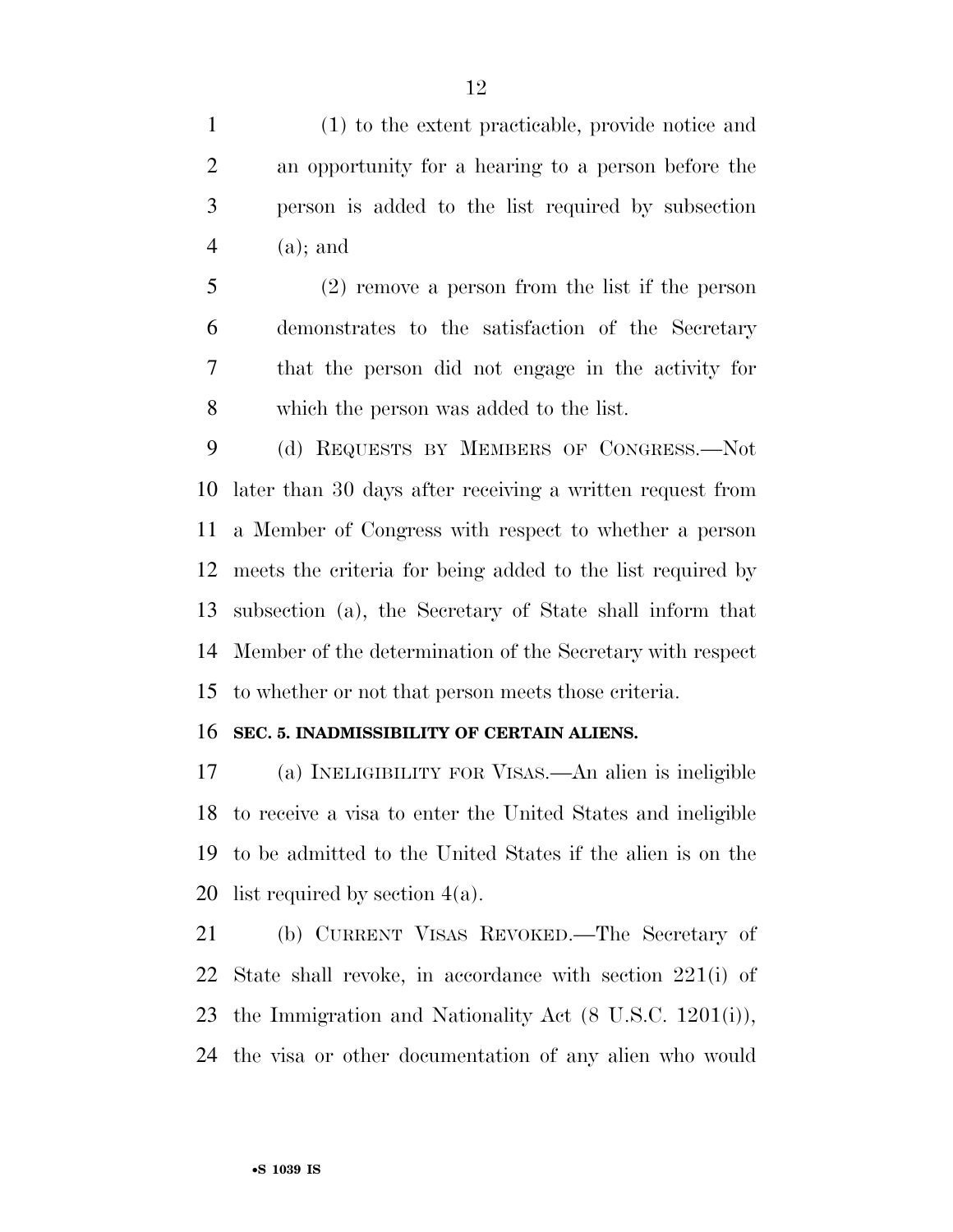(1) to the extent practicable, provide notice and an opportunity for a hearing to a person before the person is added to the list required by subsection (a); and

(2) remove a person from the list if the person demonstrates to the satisfaction of the Secretary that the person did not engage in the activity for which the person was added to the list.

(d) REQUESTS BY MEMBERS OF CONGRESS.—Not later than 30 days after receiving a written request from a Member of Congress with respect to whether a person meets the criteria for being added to the list required by subsection (a), the Secretary of State shall inform that Member of the determination of the Secretary with respect to whether or not that person meets those criteria.

**SEC. 5. INADMISSIBILITY OF CERTAIN ALIENS.**

(a) INELIGIBILITY FOR VISAS.—An alien is ineligible to receive a visa to enter the United States and ineligible to be admitted to the United States if the alien is on the list required by section 4(a).

(b) CURRENT VISAS REVOKED.—The Secretary of State shall revoke, in accordance with section 221(i) of the Immigration and Nationality Act (8 U.S.C. 1201(i)), the visa or other documentation of any alien who would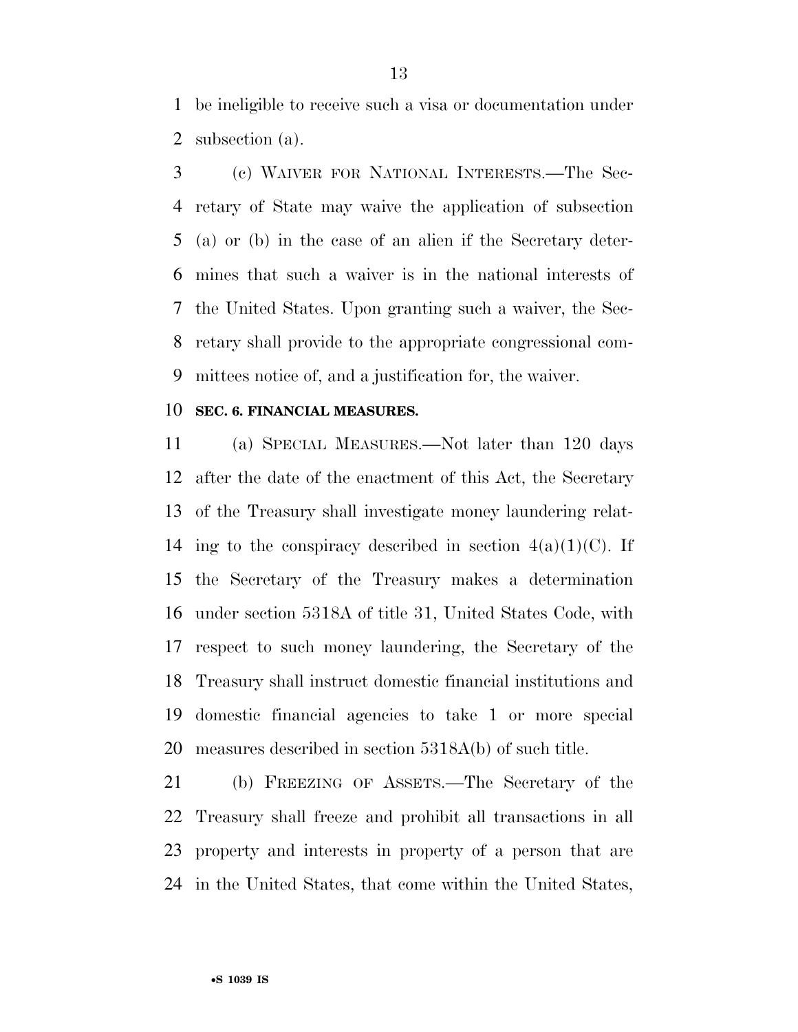be ineligible to receive such a visa or documentation under subsection (a).

(c) WAIVER FOR NATIONAL INTERESTS.—The Secretary of State may waive the application of subsection (a) or (b) in the case of an alien if the Secretary determines that such a waiver is in the national interests of the United States. Upon granting such a waiver, the Secretary shall provide to the appropriate congressional committees notice of, and a justification for, the waiver.

**SEC. 6. FINANCIAL MEASURES.**

(a) SPECIAL MEASURES.—Not later than 120 days after the date of the enactment of this Act, the Secretary of the Treasury shall investigate money laundering relating to the conspiracy described in section 4(a)(1)(C). If the Secretary of the Treasury makes a determination under section 5318A of title 31, United States Code, with respect to such money laundering, the Secretary of the Treasury shall instruct domestic financial institutions and domestic financial agencies to take 1 or more special measures described in section 5318A(b) of such title.

(b) FREEZING OF ASSETS.—The Secretary of the Treasury shall freeze and prohibit all transactions in all property and interests in property of a person that are in the United States, that come within the United States,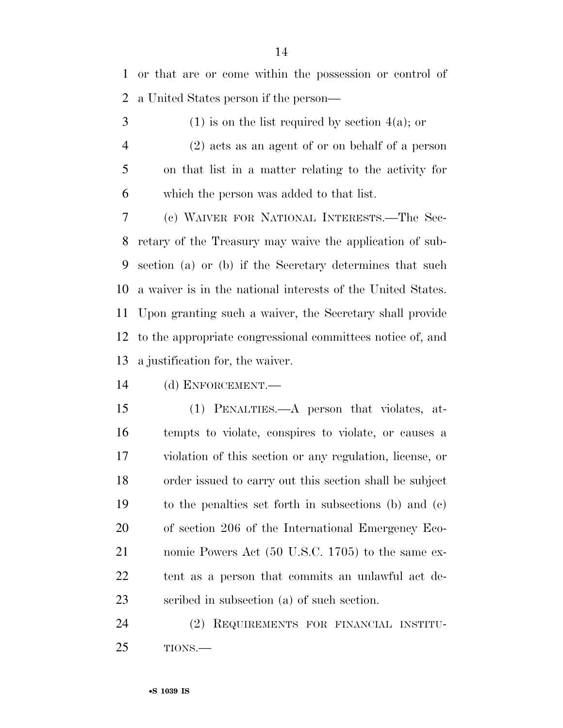or that are or come within the possession or control of a United States person if the person—

(1) is on the list required by section 4(a); or

(2) acts as an agent of or on behalf of a person on that list in a matter relating to the activity for which the person was added to that list.

(c) WAIVER FOR NATIONAL INTERESTS.—The Secretary of the Treasury may waive the application of subsection (a) or (b) if the Secretary determines that such a waiver is in the national interests of the United States. Upon granting such a waiver, the Secretary shall provide to the appropriate congressional committees notice of, and a justification for, the waiver.

(d) ENFORCEMENT.—

(1) PENALTIES.—A person that violates, attempts to violate, conspires to violate, or causes a violation of this section or any regulation, license, or order issued to carry out this section shall be subject to the penalties set forth in subsections (b) and (c) of section 206 of the International Emergency Economic Powers Act (50 U.S.C. 1705) to the same extent as a person that commits an unlawful act described in subsection (a) of such section.

(2) REQUIREMENTS FOR FINANCIAL INSTITUTIONS.—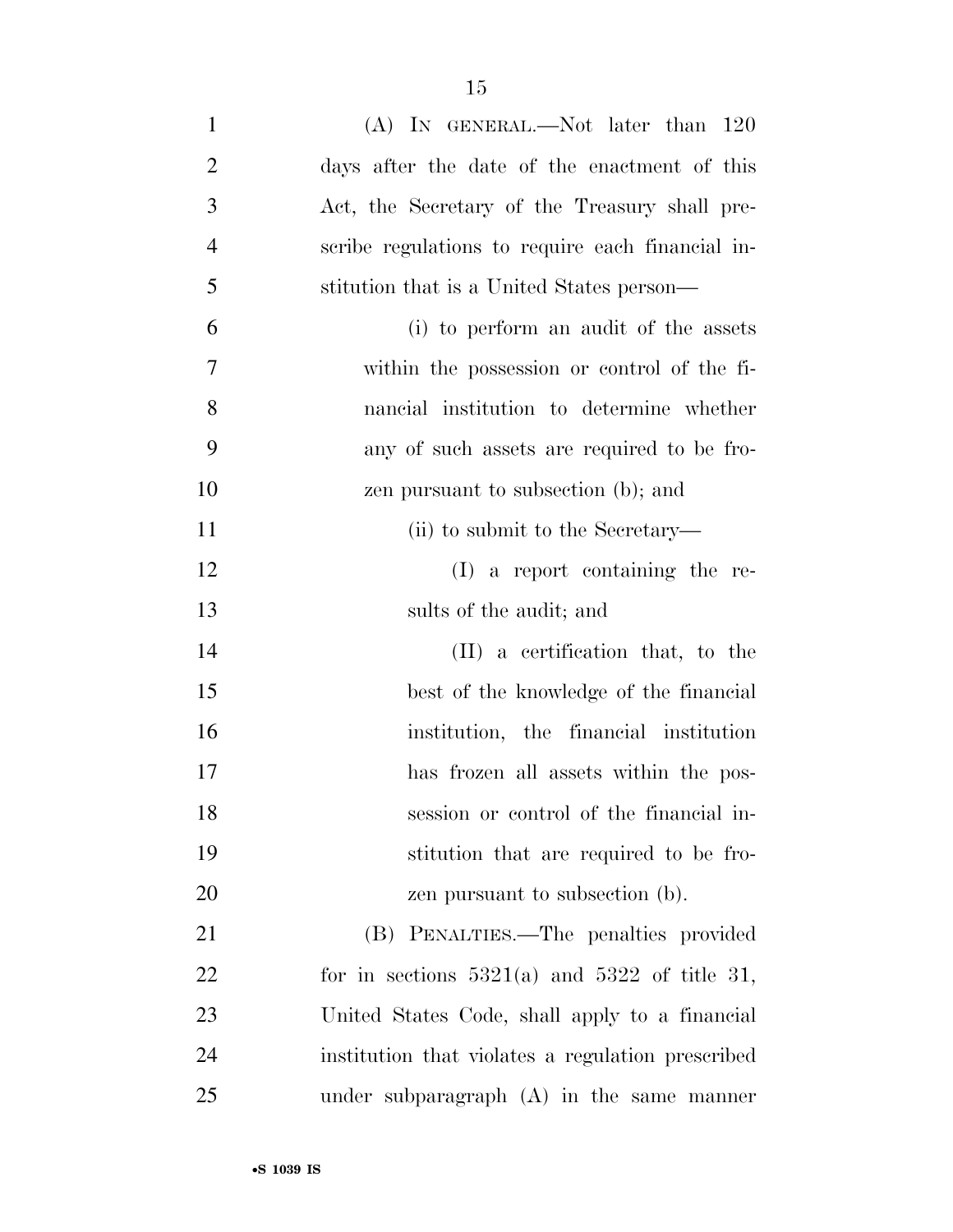(A) IN GENERAL.—Not later than 120 days after the date of the enactment of this Act, the Secretary of the Treasury shall prescribe regulations to require each financial institution that is a United States person—

(i) to perform an audit of the assets within the possession or control of the financial institution to determine whether any of such assets are required to be frozen pursuant to subsection (b); and

(ii) to submit to the Secretary—

(I) a report containing the results of the audit; and

(II) a certification that, to the best of the knowledge of the financial institution, the financial institution has frozen all assets within the possession or control of the financial institution that are required to be frozen pursuant to subsection (b).

(B) PENALTIES.—The penalties provided for in sections 5321(a) and 5322 of title 31, United States Code, shall apply to a financial institution that violates a regulation prescribed under subparagraph (A) in the same manner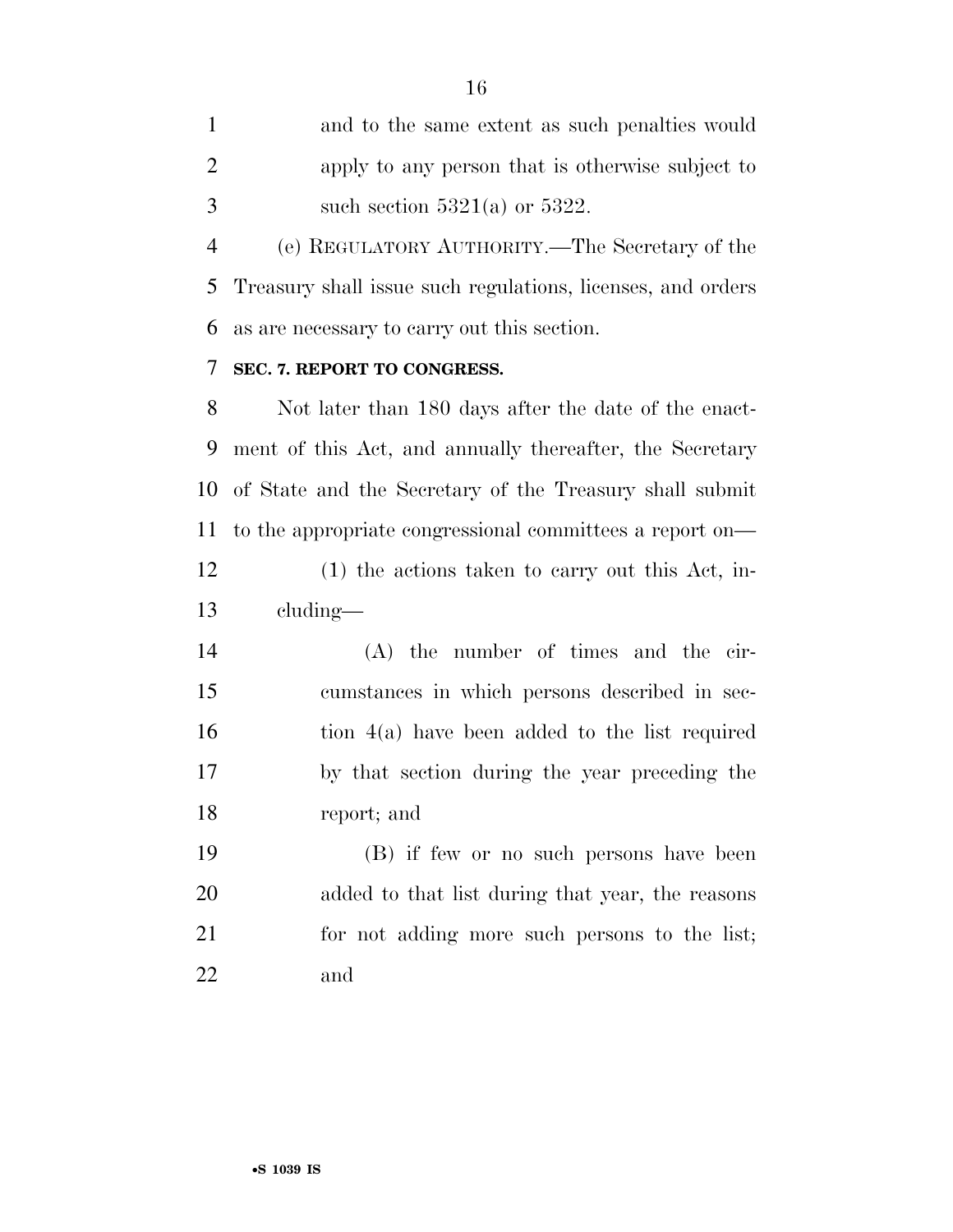and to the same extent as such penalties would apply to any person that is otherwise subject to such section 5321(a) or 5322.

(e) REGULATORY AUTHORITY.—The Secretary of the Treasury shall issue such regulations, licenses, and orders as are necessary to carry out this section.

**SEC. 7. REPORT TO CONGRESS.**

Not later than 180 days after the date of the enactment of this Act, and annually thereafter, the Secretary of State and the Secretary of the Treasury shall submit to the appropriate congressional committees a report on—

(1) the actions taken to carry out this Act, including—

(A) the number of times and the circumstances in which persons described in section 4(a) have been added to the list required by that section during the year preceding the report; and

(B) if few or no such persons have been added to that list during that year, the reasons for not adding more such persons to the list; and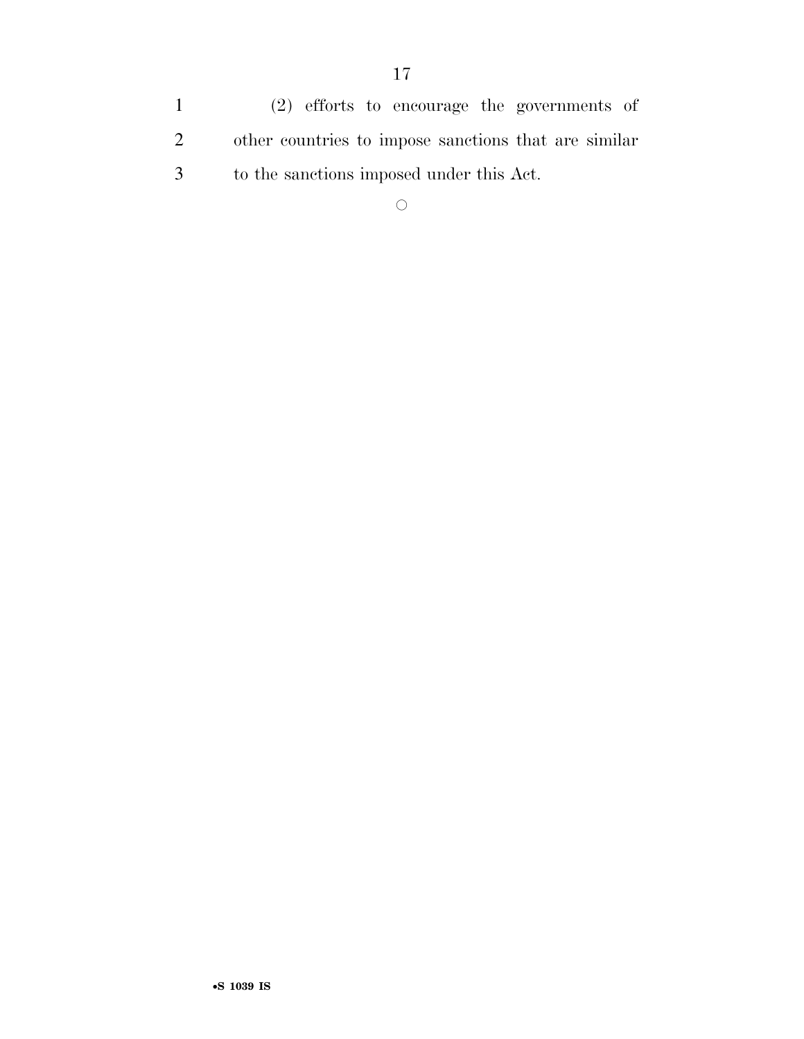(2) efforts to encourage the governments of other countries to impose sanctions that are similar to the sanctions imposed under this Act.

○